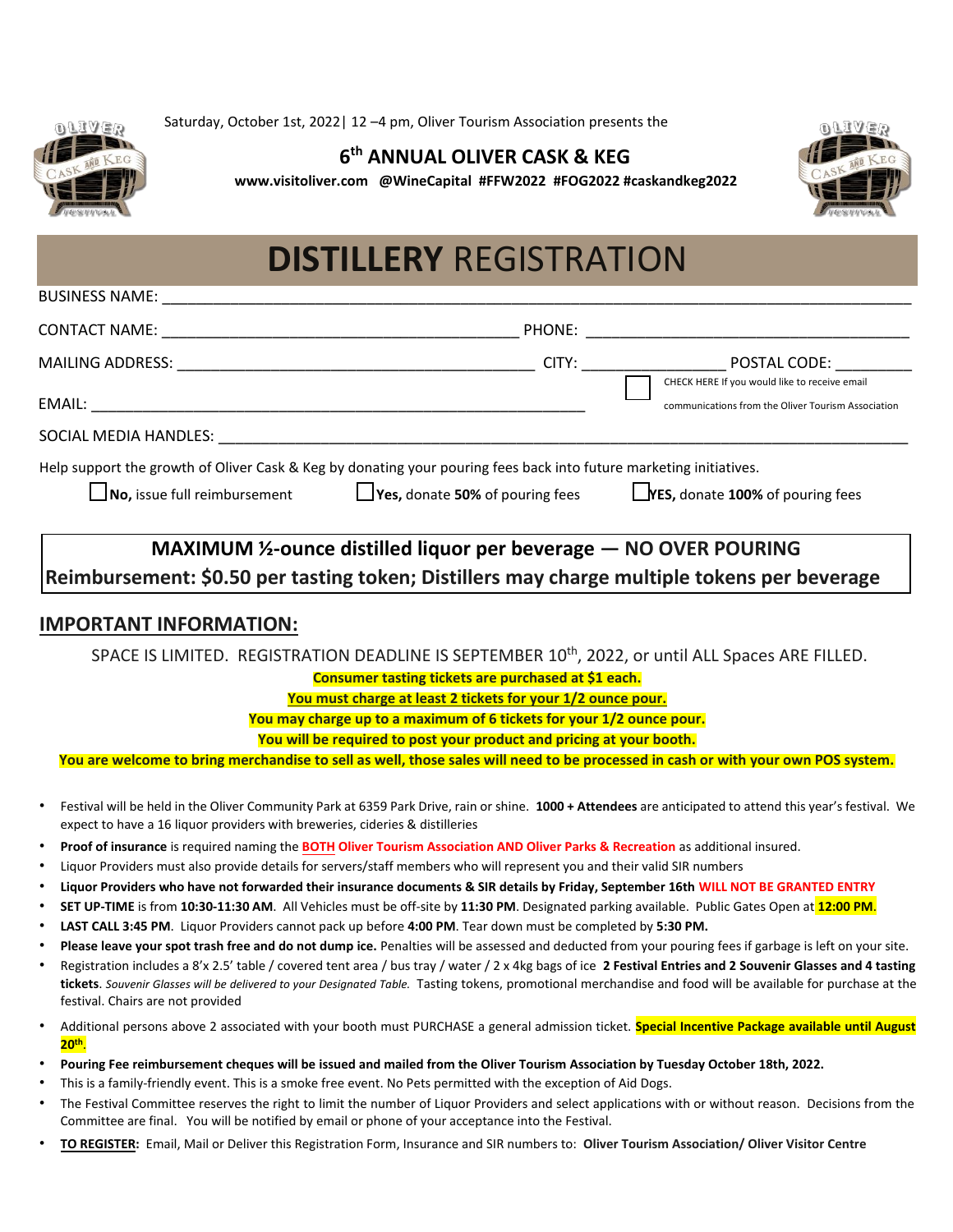Saturday, October 1st, 2022| 12 –4 pm, Oliver Tourism Association presents the

## 6th ANNUAL OLIVER CASK & KEG

**www.visitoliver.com @WineCapital #FFW2022 #FOG2022 #caskandkeg2022**

# DISTILLERY REGISTRATION

BUSINESS NAME: ___________________________________________

CONTACT NAME: _____________________________ PHONE: _____________________________

MAILING ADDRESS: _____________________________ CITY: ______________ POSTAL CODE: ________

EMAIL: _____________________________________________

☐ CHECK HERE If you would like to receive email communications from the Oliver Tourism Association

SOCIAL MEDIA HANDLES: ___________________________________________

Help support the growth of Oliver Cask & Keg by donating your pouring fees back into future marketing initiatives.

☐ **No,** issue full reimbursement ☐ **Yes,** donate **50%** of pouring fees ☐ **YES,** donate **100%** of pouring fees

**MAXIMUM ½-ounce distilled liquor per beverage — NO OVER POURING**
**Reimbursement: $0.50 per tasting token; Distillers may charge multiple tokens per beverage**

## IMPORTANT INFORMATION:

SPACE IS LIMITED. REGISTRATION DEADLINE IS SEPTEMBER 10th, 2022, or until ALL Spaces ARE FILLED.

**Consumer tasting tickets are purchased at $1 each.**

**You must charge at least 2 tickets for your 1/2 ounce pour.**

**You may charge up to a maximum of 6 tickets for your 1/2 ounce pour.**

**You will be required to post your product and pricing at your booth.**

**You are welcome to bring merchandise to sell as well, those sales will need to be processed in cash or with your own POS system.**

- Festival will be held in the Oliver Community Park at 6359 Park Drive, rain or shine. **1000 + Attendees** are anticipated to attend this year's festival. We expect to have a 16 liquor providers with breweries, cideries & distilleries
- **Proof of insurance** is required naming the **BOTH Oliver Tourism Association AND Oliver Parks & Recreation** as additional insured.
- Liquor Providers must also provide details for servers/staff members who will represent you and their valid SIR numbers
- **Liquor Providers who have not forwarded their insurance documents & SIR details by Friday, September 16th WILL NOT BE GRANTED ENTRY**
- **SET UP-TIME** is from **10:30-11:30 AM**. All Vehicles must be off-site by **11:30 PM**. Designated parking available. Public Gates Open at **12:00 PM**.
- **LAST CALL 3:45 PM**. Liquor Providers cannot pack up before **4:00 PM**. Tear down must be completed by **5:30 PM.**
- **Please leave your spot trash free and do not dump ice.** Penalties will be assessed and deducted from your pouring fees if garbage is left on your site.
- Registration includes a 8'x 2.5' table / covered tent area / bus tray / water / 2 x 4kg bags of ice **2 Festival Entries and 2 Souvenir Glasses and 4 tasting tickets**. *Souvenir Glasses will be delivered to your Designated Table.* Tasting tokens, promotional merchandise and food will be available for purchase at the festival. Chairs are not provided
- Additional persons above 2 associated with your booth must PURCHASE a general admission ticket. **Special Incentive Package available until August 20th.**
- **Pouring Fee reimbursement cheques will be issued and mailed from the Oliver Tourism Association by Tuesday October 18th, 2022.**
- This is a family-friendly event. This is a smoke free event. No Pets permitted with the exception of Aid Dogs.
- The Festival Committee reserves the right to limit the number of Liquor Providers and select applications with or without reason. Decisions from the Committee are final. You will be notified by email or phone of your acceptance into the Festival.
- **TO REGISTER:** Email, Mail or Deliver this Registration Form, Insurance and SIR numbers to: **Oliver Tourism Association/ Oliver Visitor Centre**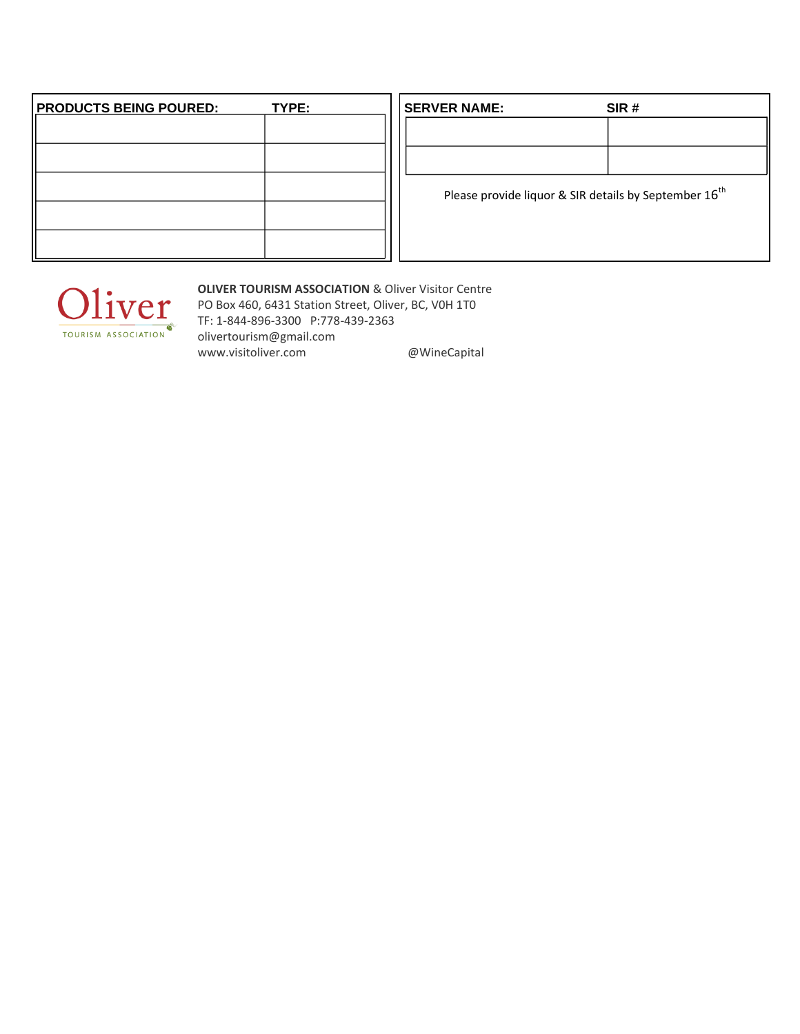| PRODUCTS BEING POURED: | TYPE: |
|---|---|
| | |
| | |
| | |
| | |
| | |

| SERVER NAME: | SIR # |
|---|---|
| | |
| | |

Please provide liquor & SIR details by September 16th

Oliver TOURISM ASSOCIATION

**OLIVER TOURISM ASSOCIATION** & Oliver Visitor Centre
PO Box 460, 6431 Station Street, Oliver, BC, V0H 1T0
TF: 1-844-896-3300 P:778-439-2363
olivertourism@gmail.com
www.visitoliver.com @WineCapital